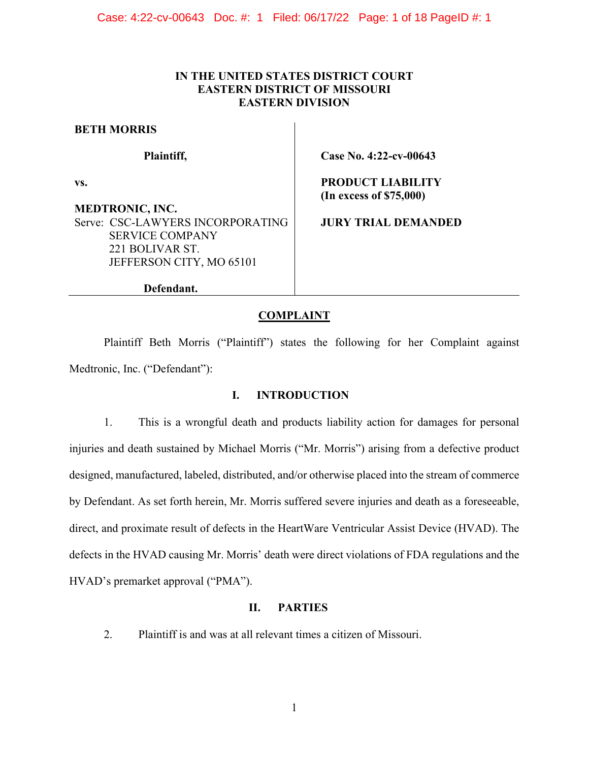**IN THE UNITED STATES DISTRICT COURT**
**EASTERN DISTRICT OF MISSOURI**
**EASTERN DIVISION**

| | |
|---|---|
| **BETH MORRIS** | |
| **Plaintiff,** | **Case No. 4:22-cv-00643** |
| **vs.** | **PRODUCT LIABILITY (In excess of $75,000)** |
| **MEDTRONIC, INC.** Serve: CSC-LAWYERS INCORPORATING SERVICE COMPANY 221 BOLIVAR ST. JEFFERSON CITY, MO 65101 | **JURY TRIAL DEMANDED** |
| **Defendant.** | |

## COMPLAINT

Plaintiff Beth Morris ("Plaintiff") states the following for her Complaint against Medtronic, Inc. ("Defendant"):

### I. INTRODUCTION

1. This is a wrongful death and products liability action for damages for personal injuries and death sustained by Michael Morris ("Mr. Morris") arising from a defective product designed, manufactured, labeled, distributed, and/or otherwise placed into the stream of commerce by Defendant. As set forth herein, Mr. Morris suffered severe injuries and death as a foreseeable, direct, and proximate result of defects in the HeartWare Ventricular Assist Device (HVAD). The defects in the HVAD causing Mr. Morris' death were direct violations of FDA regulations and the HVAD's premarket approval ("PMA").

### II. PARTIES

2. Plaintiff is and was at all relevant times a citizen of Missouri.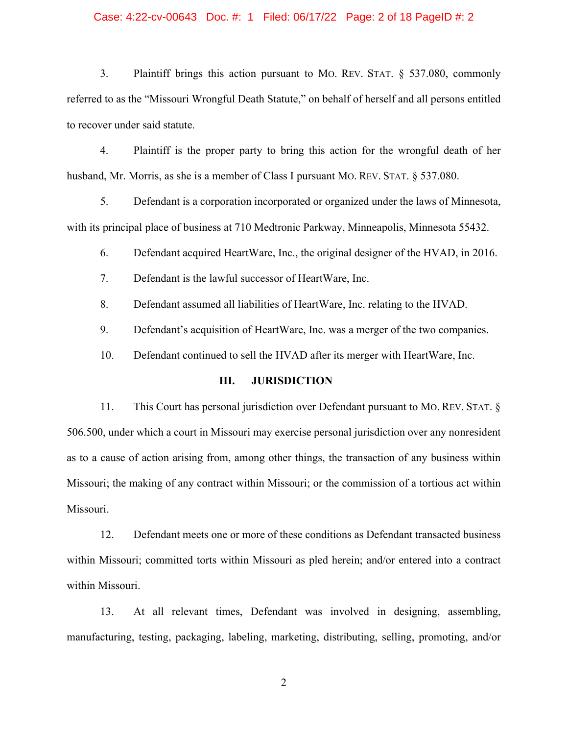3. Plaintiff brings this action pursuant to MO. REV. STAT. § 537.080, commonly referred to as the "Missouri Wrongful Death Statute," on behalf of herself and all persons entitled to recover under said statute.

4. Plaintiff is the proper party to bring this action for the wrongful death of her husband, Mr. Morris, as she is a member of Class I pursuant MO. REV. STAT. § 537.080.

5. Defendant is a corporation incorporated or organized under the laws of Minnesota, with its principal place of business at 710 Medtronic Parkway, Minneapolis, Minnesota 55432.

6. Defendant acquired HeartWare, Inc., the original designer of the HVAD, in 2016.

7. Defendant is the lawful successor of HeartWare, Inc.

8. Defendant assumed all liabilities of HeartWare, Inc. relating to the HVAD.

9. Defendant's acquisition of HeartWare, Inc. was a merger of the two companies.

10. Defendant continued to sell the HVAD after its merger with HeartWare, Inc.

## III. JURISDICTION

11. This Court has personal jurisdiction over Defendant pursuant to MO. REV. STAT. § 506.500, under which a court in Missouri may exercise personal jurisdiction over any nonresident as to a cause of action arising from, among other things, the transaction of any business within Missouri; the making of any contract within Missouri; or the commission of a tortious act within Missouri.

12. Defendant meets one or more of these conditions as Defendant transacted business within Missouri; committed torts within Missouri as pled herein; and/or entered into a contract within Missouri.

13. At all relevant times, Defendant was involved in designing, assembling, manufacturing, testing, packaging, labeling, marketing, distributing, selling, promoting, and/or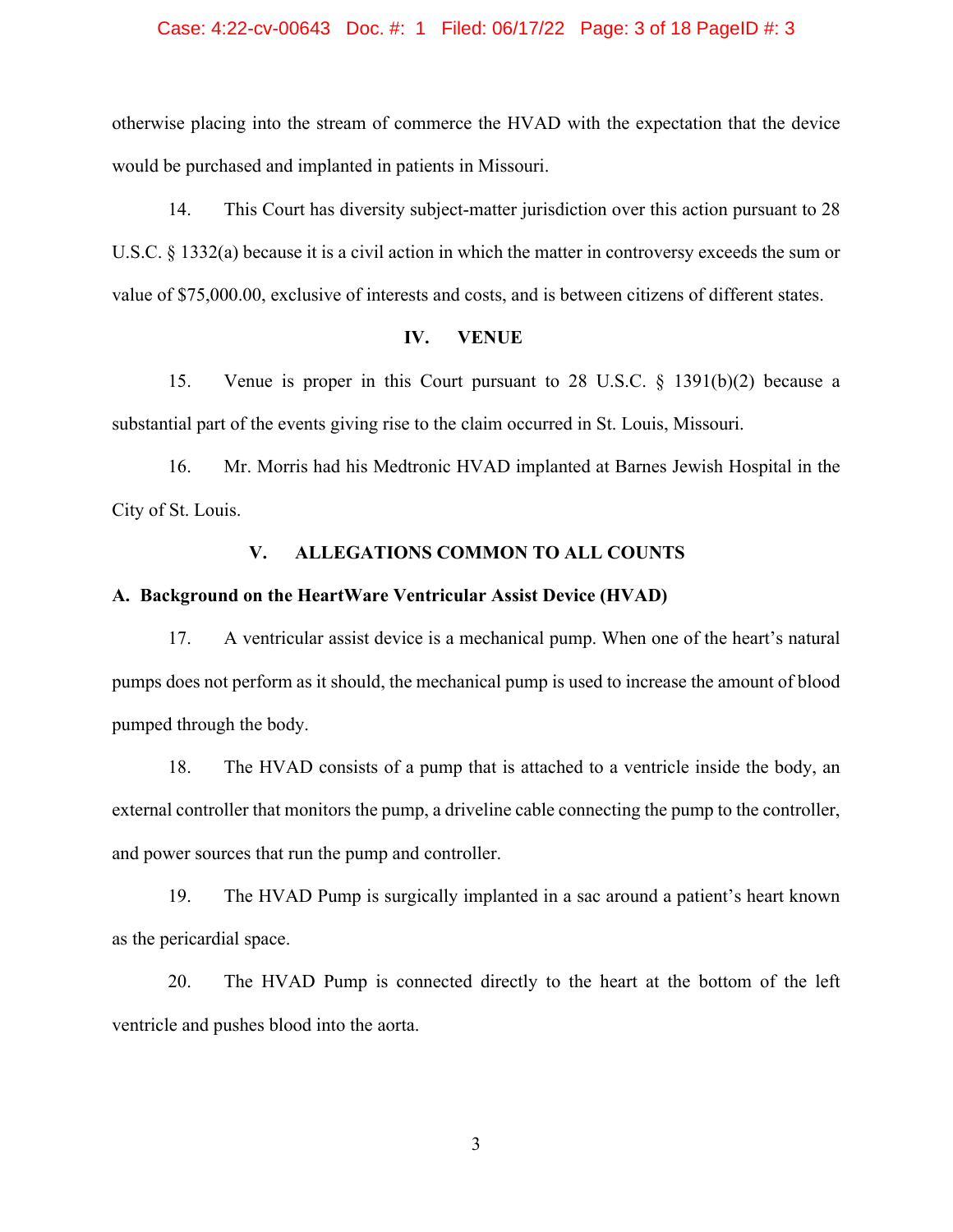otherwise placing into the stream of commerce the HVAD with the expectation that the device would be purchased and implanted in patients in Missouri.

14. This Court has diversity subject-matter jurisdiction over this action pursuant to 28 U.S.C. § 1332(a) because it is a civil action in which the matter in controversy exceeds the sum or value of $75,000.00, exclusive of interests and costs, and is between citizens of different states.

## IV. VENUE

15. Venue is proper in this Court pursuant to 28 U.S.C. § 1391(b)(2) because a substantial part of the events giving rise to the claim occurred in St. Louis, Missouri.

16. Mr. Morris had his Medtronic HVAD implanted at Barnes Jewish Hospital in the City of St. Louis.

## V. ALLEGATIONS COMMON TO ALL COUNTS

### A. Background on the HeartWare Ventricular Assist Device (HVAD)

17. A ventricular assist device is a mechanical pump. When one of the heart's natural pumps does not perform as it should, the mechanical pump is used to increase the amount of blood pumped through the body.

18. The HVAD consists of a pump that is attached to a ventricle inside the body, an external controller that monitors the pump, a driveline cable connecting the pump to the controller, and power sources that run the pump and controller.

19. The HVAD Pump is surgically implanted in a sac around a patient's heart known as the pericardial space.

20. The HVAD Pump is connected directly to the heart at the bottom of the left ventricle and pushes blood into the aorta.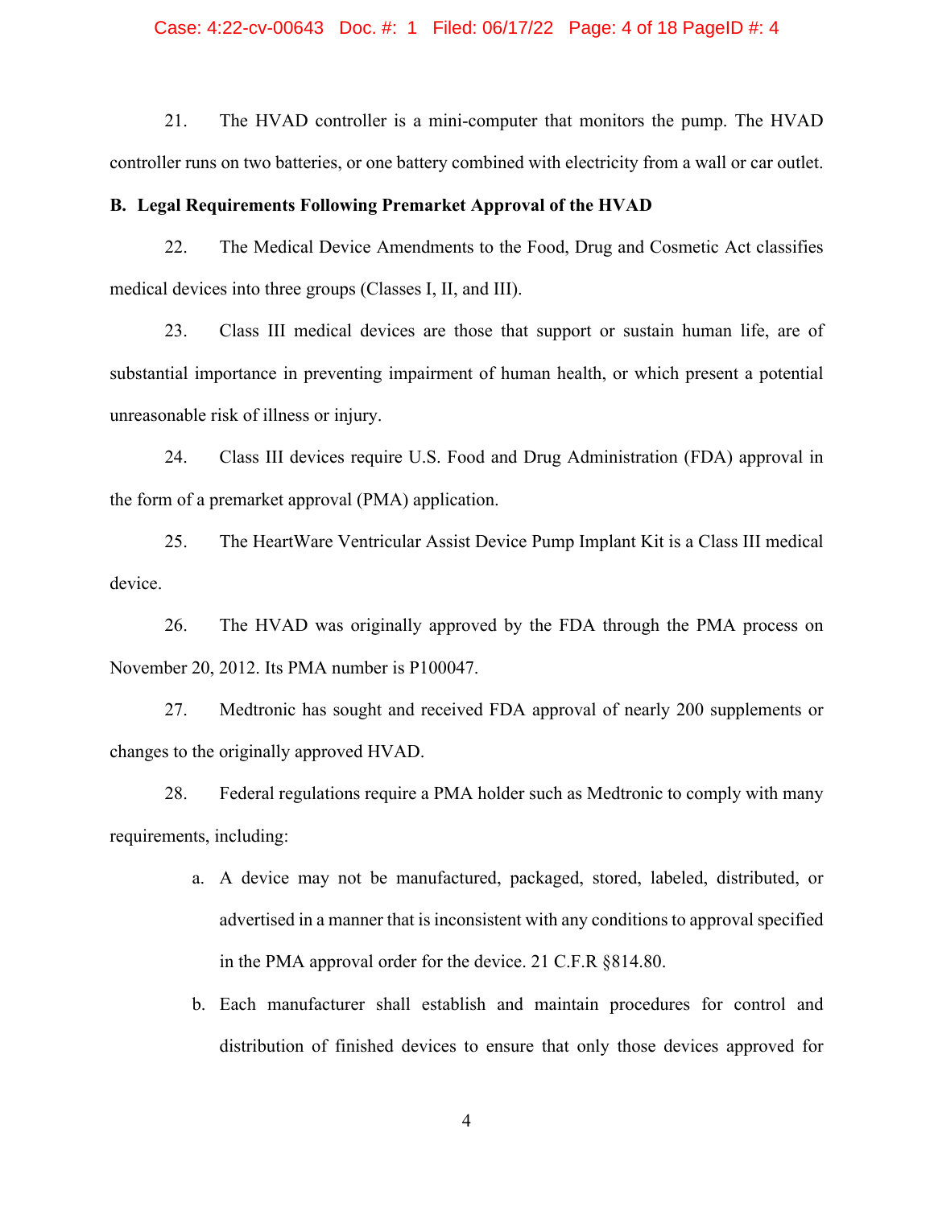21. The HVAD controller is a mini-computer that monitors the pump. The HVAD controller runs on two batteries, or one battery combined with electricity from a wall or car outlet.

**B. Legal Requirements Following Premarket Approval of the HVAD**

22. The Medical Device Amendments to the Food, Drug and Cosmetic Act classifies medical devices into three groups (Classes I, II, and III).

23. Class III medical devices are those that support or sustain human life, are of substantial importance in preventing impairment of human health, or which present a potential unreasonable risk of illness or injury.

24. Class III devices require U.S. Food and Drug Administration (FDA) approval in the form of a premarket approval (PMA) application.

25. The HeartWare Ventricular Assist Device Pump Implant Kit is a Class III medical device.

26. The HVAD was originally approved by the FDA through the PMA process on November 20, 2012. Its PMA number is P100047.

27. Medtronic has sought and received FDA approval of nearly 200 supplements or changes to the originally approved HVAD.

28. Federal regulations require a PMA holder such as Medtronic to comply with many requirements, including:

   a. A device may not be manufactured, packaged, stored, labeled, distributed, or advertised in a manner that is inconsistent with any conditions to approval specified in the PMA approval order for the device. 21 C.F.R §814.80.

   b. Each manufacturer shall establish and maintain procedures for control and distribution of finished devices to ensure that only those devices approved for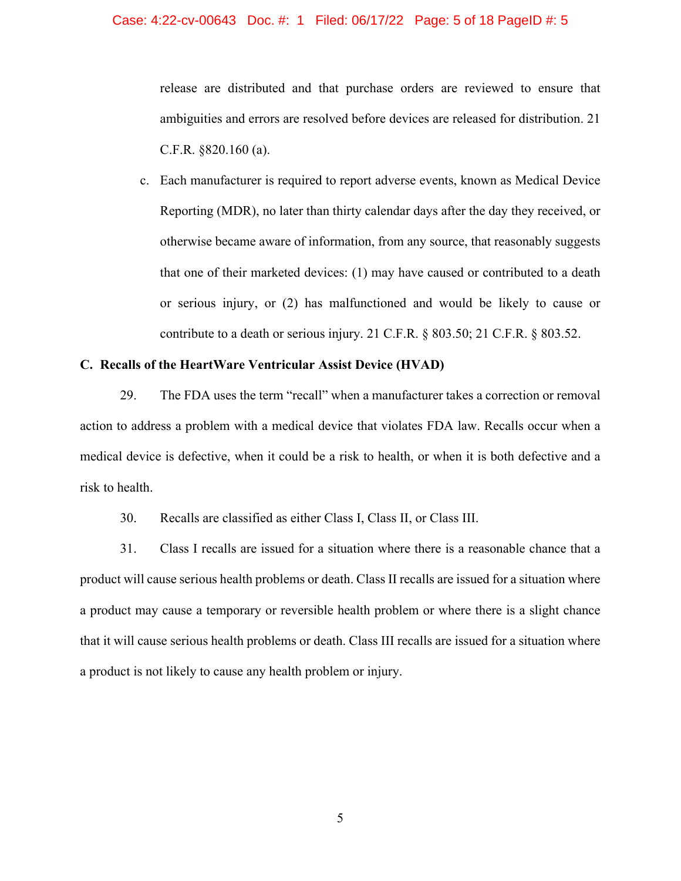release are distributed and that purchase orders are reviewed to ensure that ambiguities and errors are resolved before devices are released for distribution. 21 C.F.R. §820.160 (a).

c. Each manufacturer is required to report adverse events, known as Medical Device Reporting (MDR), no later than thirty calendar days after the day they received, or otherwise became aware of information, from any source, that reasonably suggests that one of their marketed devices: (1) may have caused or contributed to a death or serious injury, or (2) has malfunctioned and would be likely to cause or contribute to a death or serious injury. 21 C.F.R. § 803.50; 21 C.F.R. § 803.52.

**C. Recalls of the HeartWare Ventricular Assist Device (HVAD)**

29. The FDA uses the term "recall" when a manufacturer takes a correction or removal action to address a problem with a medical device that violates FDA law. Recalls occur when a medical device is defective, when it could be a risk to health, or when it is both defective and a risk to health.

30. Recalls are classified as either Class I, Class II, or Class III.

31. Class I recalls are issued for a situation where there is a reasonable chance that a product will cause serious health problems or death. Class II recalls are issued for a situation where a product may cause a temporary or reversible health problem or where there is a slight chance that it will cause serious health problems or death. Class III recalls are issued for a situation where a product is not likely to cause any health problem or injury.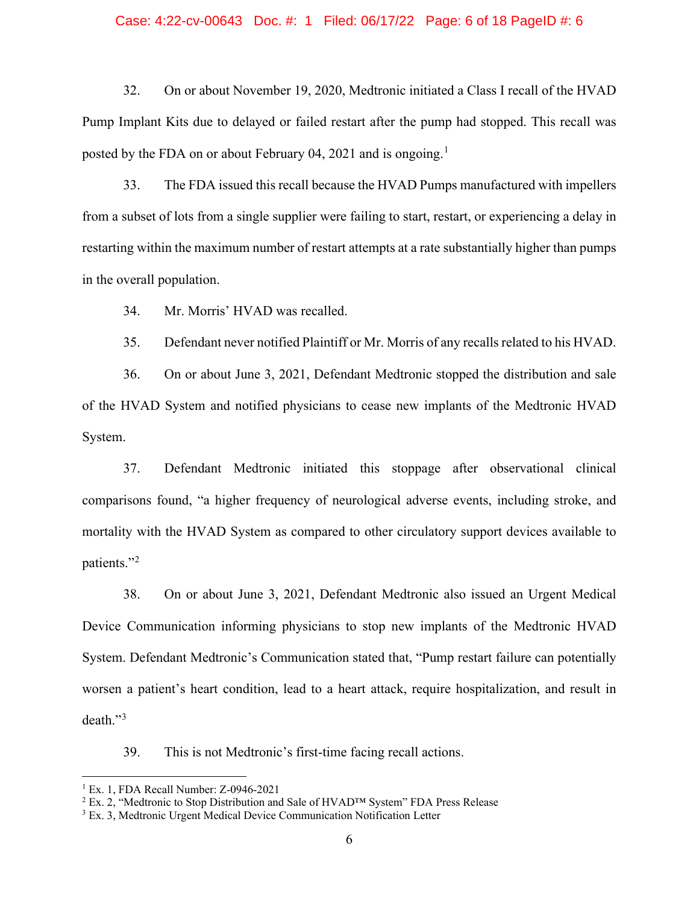32. On or about November 19, 2020, Medtronic initiated a Class I recall of the HVAD Pump Implant Kits due to delayed or failed restart after the pump had stopped. This recall was posted by the FDA on or about February 04, 2021 and is ongoing.[1]

33. The FDA issued this recall because the HVAD Pumps manufactured with impellers from a subset of lots from a single supplier were failing to start, restart, or experiencing a delay in restarting within the maximum number of restart attempts at a rate substantially higher than pumps in the overall population.

34. Mr. Morris' HVAD was recalled.

35. Defendant never notified Plaintiff or Mr. Morris of any recalls related to his HVAD.

36. On or about June 3, 2021, Defendant Medtronic stopped the distribution and sale of the HVAD System and notified physicians to cease new implants of the Medtronic HVAD System.

37. Defendant Medtronic initiated this stoppage after observational clinical comparisons found, "a higher frequency of neurological adverse events, including stroke, and mortality with the HVAD System as compared to other circulatory support devices available to patients."[2]

38. On or about June 3, 2021, Defendant Medtronic also issued an Urgent Medical Device Communication informing physicians to stop new implants of the Medtronic HVAD System. Defendant Medtronic's Communication stated that, "Pump restart failure can potentially worsen a patient's heart condition, lead to a heart attack, require hospitalization, and result in death."[3]

39. This is not Medtronic's first-time facing recall actions.

---

[1] Ex. 1, FDA Recall Number: Z-0946-2021

[2] Ex. 2, "Medtronic to Stop Distribution and Sale of HVAD™ System" FDA Press Release

[3] Ex. 3, Medtronic Urgent Medical Device Communication Notification Letter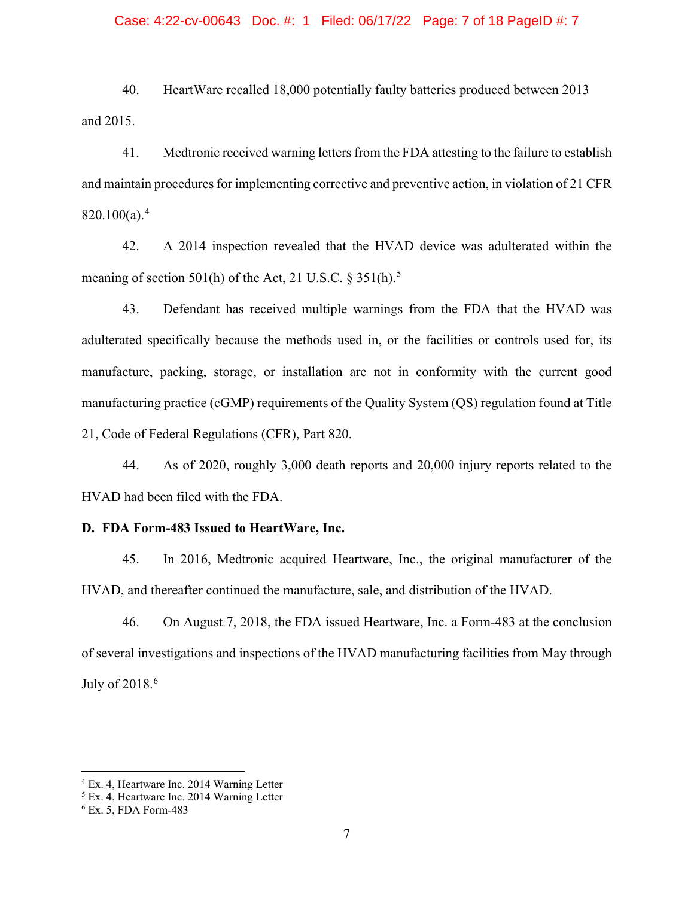40. HeartWare recalled 18,000 potentially faulty batteries produced between 2013 and 2015.

41. Medtronic received warning letters from the FDA attesting to the failure to establish and maintain procedures for implementing corrective and preventive action, in violation of 21 CFR 820.100(a).[4]

42. A 2014 inspection revealed that the HVAD device was adulterated within the meaning of section 501(h) of the Act, 21 U.S.C. § 351(h).[5]

43. Defendant has received multiple warnings from the FDA that the HVAD was adulterated specifically because the methods used in, or the facilities or controls used for, its manufacture, packing, storage, or installation are not in conformity with the current good manufacturing practice (cGMP) requirements of the Quality System (QS) regulation found at Title 21, Code of Federal Regulations (CFR), Part 820.

44. As of 2020, roughly 3,000 death reports and 20,000 injury reports related to the HVAD had been filed with the FDA.

**D. FDA Form-483 Issued to HeartWare, Inc.**

45. In 2016, Medtronic acquired Heartware, Inc., the original manufacturer of the HVAD, and thereafter continued the manufacture, sale, and distribution of the HVAD.

46. On August 7, 2018, the FDA issued Heartware, Inc. a Form-483 at the conclusion of several investigations and inspections of the HVAD manufacturing facilities from May through July of 2018.[6]

---

[4] Ex. 4, Heartware Inc. 2014 Warning Letter

[5] Ex. 4, Heartware Inc. 2014 Warning Letter

[6] Ex. 5, FDA Form-483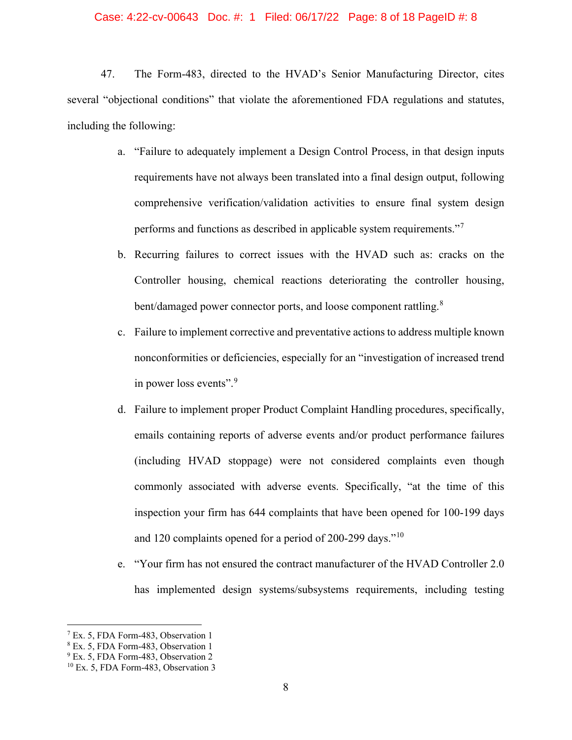47. The Form-483, directed to the HVAD's Senior Manufacturing Director, cites several "objectional conditions" that violate the aforementioned FDA regulations and statutes, including the following:

a. "Failure to adequately implement a Design Control Process, in that design inputs requirements have not always been translated into a final design output, following comprehensive verification/validation activities to ensure final system design performs and functions as described in applicable system requirements."[7]

b. Recurring failures to correct issues with the HVAD such as: cracks on the Controller housing, chemical reactions deteriorating the controller housing, bent/damaged power connector ports, and loose component rattling.[8]

c. Failure to implement corrective and preventative actions to address multiple known nonconformities or deficiencies, especially for an "investigation of increased trend in power loss events".[9]

d. Failure to implement proper Product Complaint Handling procedures, specifically, emails containing reports of adverse events and/or product performance failures (including HVAD stoppage) were not considered complaints even though commonly associated with adverse events. Specifically, "at the time of this inspection your firm has 644 complaints that have been opened for 100-199 days and 120 complaints opened for a period of 200-299 days."[10]

e. "Your firm has not ensured the contract manufacturer of the HVAD Controller 2.0 has implemented design systems/subsystems requirements, including testing

---

[7] Ex. 5, FDA Form-483, Observation 1
[8] Ex. 5, FDA Form-483, Observation 1
[9] Ex. 5, FDA Form-483, Observation 2
[10] Ex. 5, FDA Form-483, Observation 3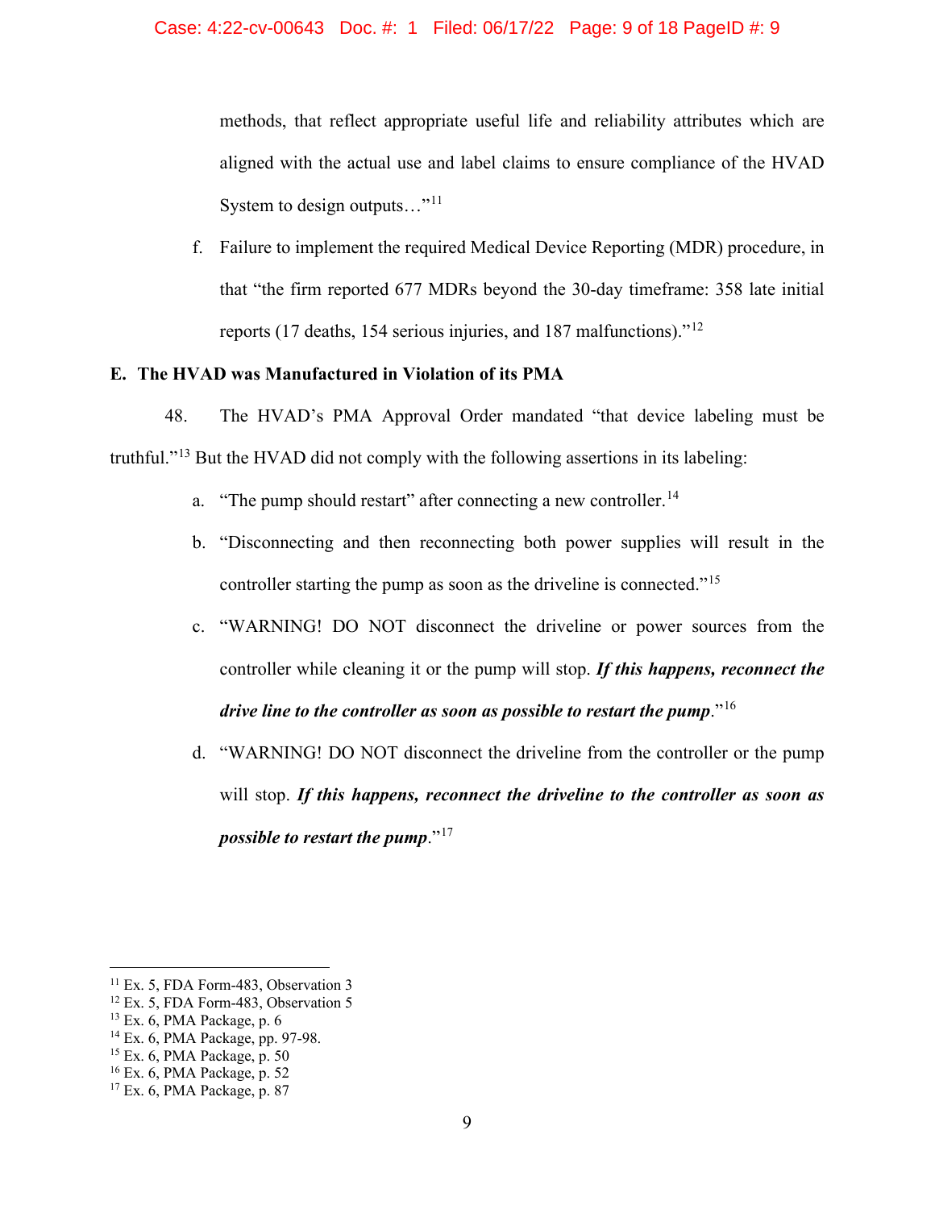methods, that reflect appropriate useful life and reliability attributes which are aligned with the actual use and label claims to ensure compliance of the HVAD System to design outputs…"[11]

f. Failure to implement the required Medical Device Reporting (MDR) procedure, in that "the firm reported 677 MDRs beyond the 30-day timeframe: 358 late initial reports (17 deaths, 154 serious injuries, and 187 malfunctions)."[12]

### E. The HVAD was Manufactured in Violation of its PMA

48. The HVAD's PMA Approval Order mandated "that device labeling must be truthful."[13] But the HVAD did not comply with the following assertions in its labeling:

a. "The pump should restart" after connecting a new controller.[14]

b. "Disconnecting and then reconnecting both power supplies will result in the controller starting the pump as soon as the driveline is connected."[15]

c. "WARNING! DO NOT disconnect the driveline or power sources from the controller while cleaning it or the pump will stop. ***If this happens, reconnect the drive line to the controller as soon as possible to restart the pump***."[16]

d. "WARNING! DO NOT disconnect the driveline from the controller or the pump will stop. ***If this happens, reconnect the driveline to the controller as soon as possible to restart the pump***."[17]

---

[11] Ex. 5, FDA Form-483, Observation 3
[12] Ex. 5, FDA Form-483, Observation 5
[13] Ex. 6, PMA Package, p. 6
[14] Ex. 6, PMA Package, pp. 97-98.
[15] Ex. 6, PMA Package, p. 50
[16] Ex. 6, PMA Package, p. 52
[17] Ex. 6, PMA Package, p. 87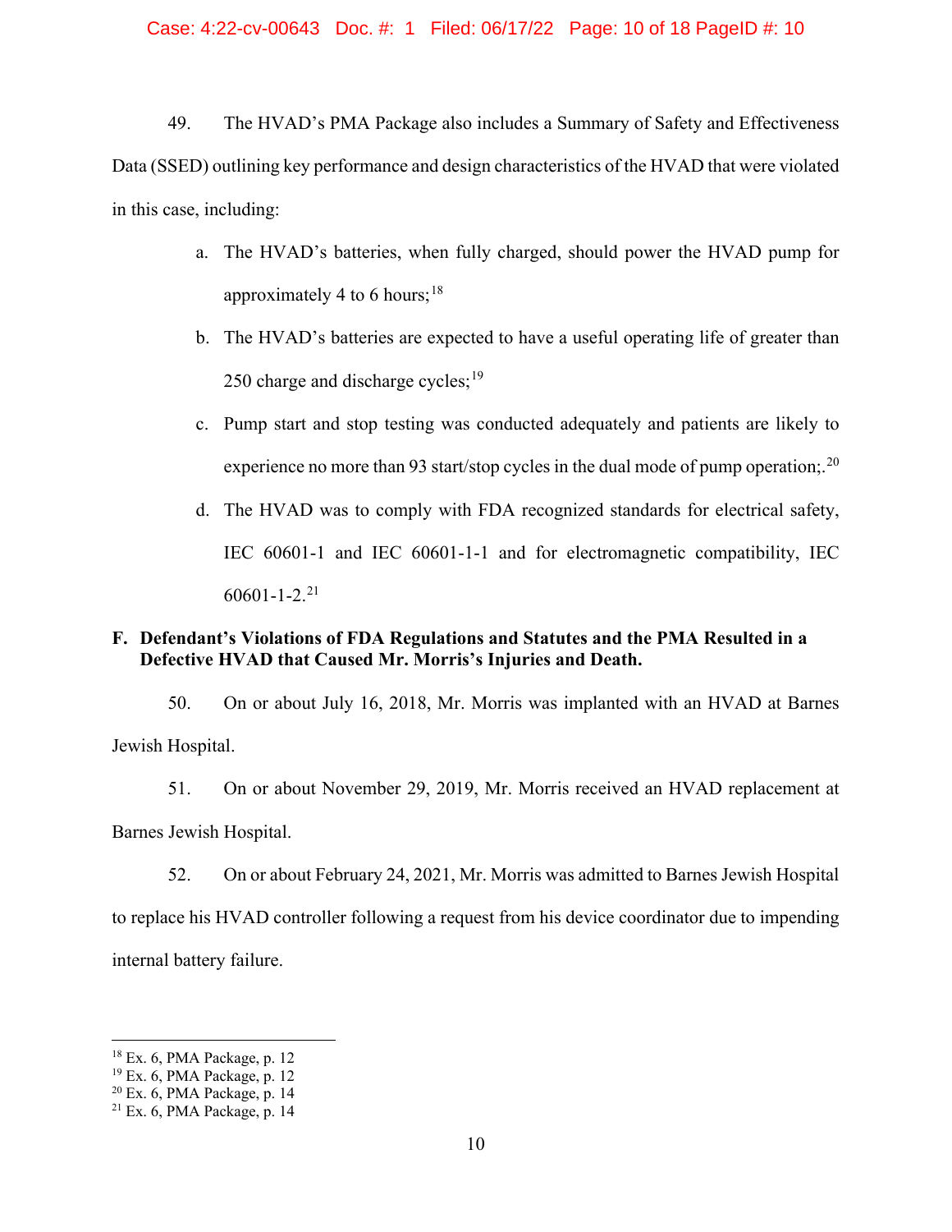49. The HVAD's PMA Package also includes a Summary of Safety and Effectiveness Data (SSED) outlining key performance and design characteristics of the HVAD that were violated in this case, including:

a. The HVAD's batteries, when fully charged, should power the HVAD pump for approximately 4 to 6 hours;[18]

b. The HVAD's batteries are expected to have a useful operating life of greater than 250 charge and discharge cycles;[19]

c. Pump start and stop testing was conducted adequately and patients are likely to experience no more than 93 start/stop cycles in the dual mode of pump operation;.[20]

d. The HVAD was to comply with FDA recognized standards for electrical safety, IEC 60601-1 and IEC 60601-1-1 and for electromagnetic compatibility, IEC 60601-1-2.[21]

**F. Defendant's Violations of FDA Regulations and Statutes and the PMA Resulted in a Defective HVAD that Caused Mr. Morris's Injuries and Death.**

50. On or about July 16, 2018, Mr. Morris was implanted with an HVAD at Barnes Jewish Hospital.

51. On or about November 29, 2019, Mr. Morris received an HVAD replacement at Barnes Jewish Hospital.

52. On or about February 24, 2021, Mr. Morris was admitted to Barnes Jewish Hospital to replace his HVAD controller following a request from his device coordinator due to impending internal battery failure.

---

[18] Ex. 6, PMA Package, p. 12
[19] Ex. 6, PMA Package, p. 12
[20] Ex. 6, PMA Package, p. 14
[21] Ex. 6, PMA Package, p. 14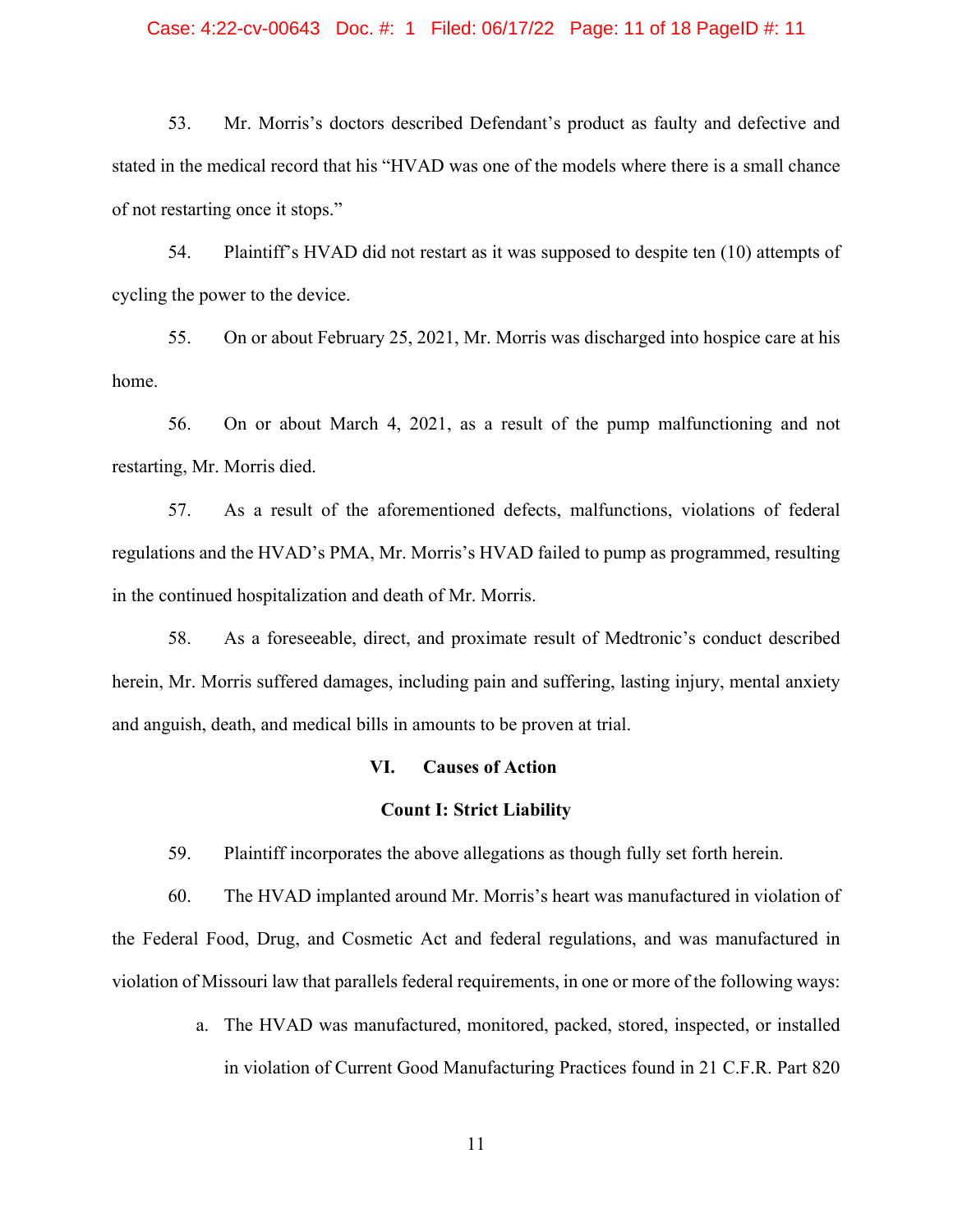53. Mr. Morris's doctors described Defendant's product as faulty and defective and stated in the medical record that his "HVAD was one of the models where there is a small chance of not restarting once it stops."

54. Plaintiff's HVAD did not restart as it was supposed to despite ten (10) attempts of cycling the power to the device.

55. On or about February 25, 2021, Mr. Morris was discharged into hospice care at his home.

56. On or about March 4, 2021, as a result of the pump malfunctioning and not restarting, Mr. Morris died.

57. As a result of the aforementioned defects, malfunctions, violations of federal regulations and the HVAD's PMA, Mr. Morris's HVAD failed to pump as programmed, resulting in the continued hospitalization and death of Mr. Morris.

58. As a foreseeable, direct, and proximate result of Medtronic's conduct described herein, Mr. Morris suffered damages, including pain and suffering, lasting injury, mental anxiety and anguish, death, and medical bills in amounts to be proven at trial.

## VI. Causes of Action

### Count I: Strict Liability

59. Plaintiff incorporates the above allegations as though fully set forth herein.

60. The HVAD implanted around Mr. Morris's heart was manufactured in violation of the Federal Food, Drug, and Cosmetic Act and federal regulations, and was manufactured in violation of Missouri law that parallels federal requirements, in one or more of the following ways:

   a. The HVAD was manufactured, monitored, packed, stored, inspected, or installed in violation of Current Good Manufacturing Practices found in 21 C.F.R. Part 820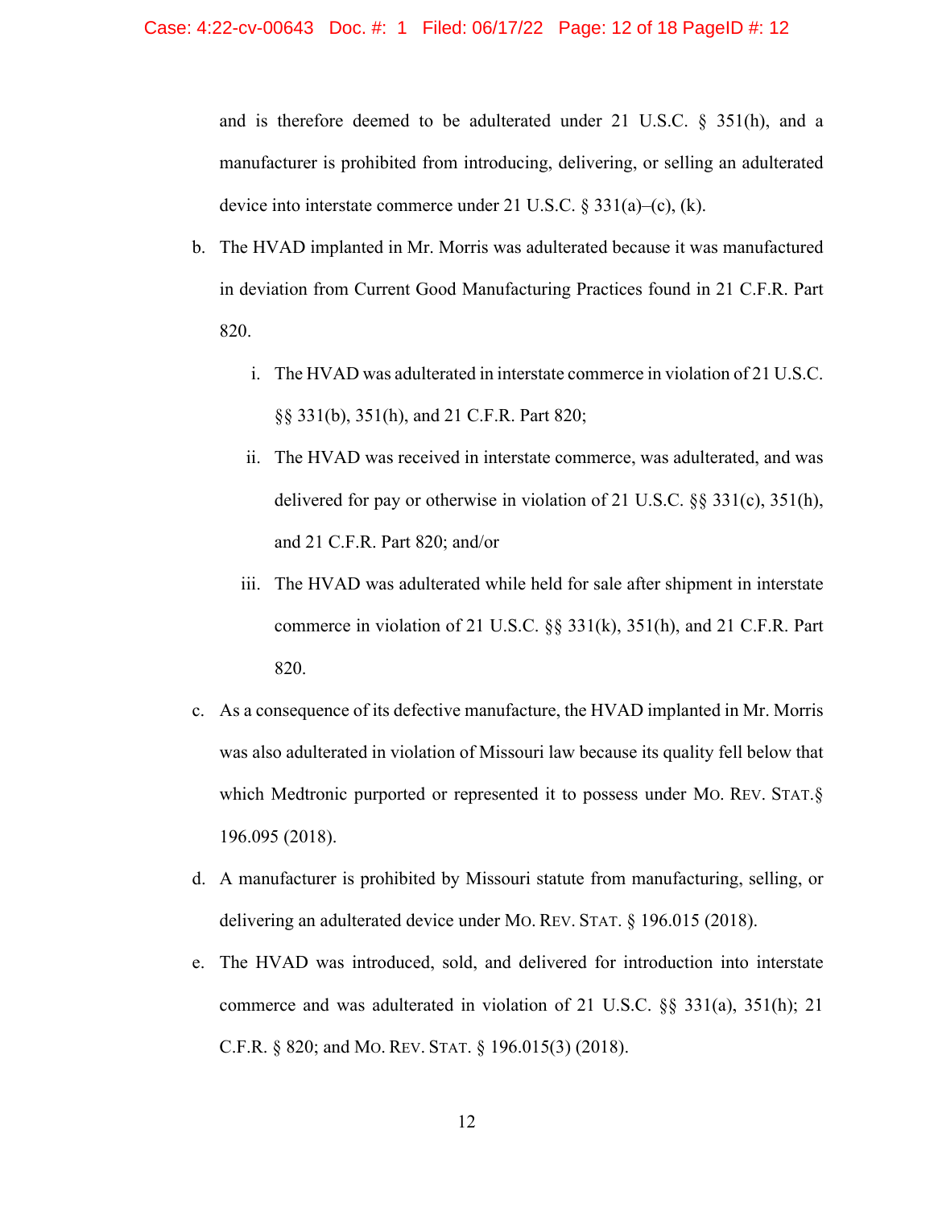and is therefore deemed to be adulterated under 21 U.S.C. § 351(h), and a manufacturer is prohibited from introducing, delivering, or selling an adulterated device into interstate commerce under 21 U.S.C. § 331(a)–(c), (k).

b. The HVAD implanted in Mr. Morris was adulterated because it was manufactured in deviation from Current Good Manufacturing Practices found in 21 C.F.R. Part 820.

   i. The HVAD was adulterated in interstate commerce in violation of 21 U.S.C. §§ 331(b), 351(h), and 21 C.F.R. Part 820;

   ii. The HVAD was received in interstate commerce, was adulterated, and was delivered for pay or otherwise in violation of 21 U.S.C. §§ 331(c), 351(h), and 21 C.F.R. Part 820; and/or

   iii. The HVAD was adulterated while held for sale after shipment in interstate commerce in violation of 21 U.S.C. §§ 331(k), 351(h), and 21 C.F.R. Part 820.

c. As a consequence of its defective manufacture, the HVAD implanted in Mr. Morris was also adulterated in violation of Missouri law because its quality fell below that which Medtronic purported or represented it to possess under MO. REV. STAT.§ 196.095 (2018).

d. A manufacturer is prohibited by Missouri statute from manufacturing, selling, or delivering an adulterated device under MO. REV. STAT. § 196.015 (2018).

e. The HVAD was introduced, sold, and delivered for introduction into interstate commerce and was adulterated in violation of 21 U.S.C. §§ 331(a), 351(h); 21 C.F.R. § 820; and MO. REV. STAT. § 196.015(3) (2018).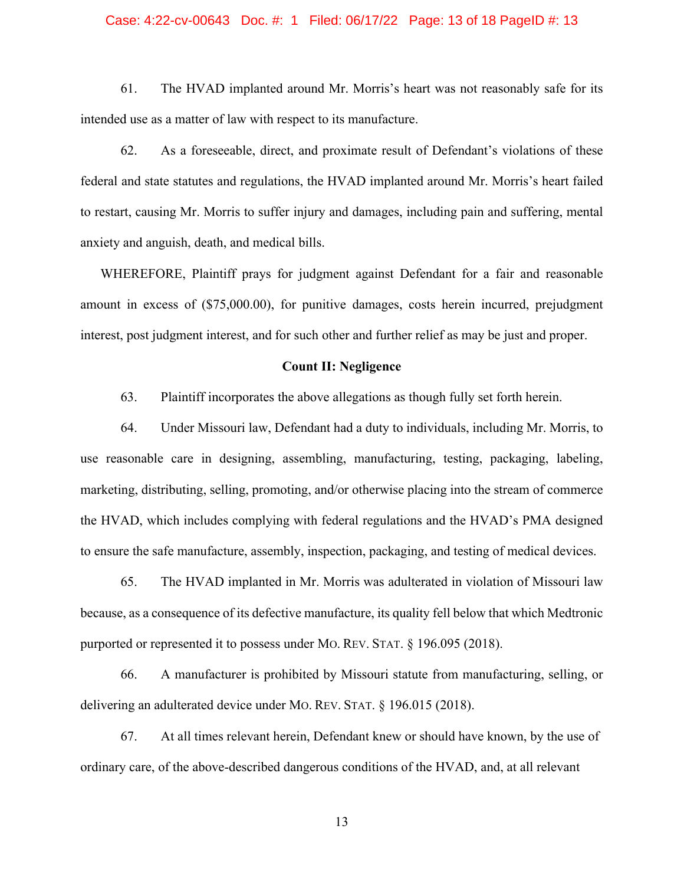61. The HVAD implanted around Mr. Morris's heart was not reasonably safe for its intended use as a matter of law with respect to its manufacture.

62. As a foreseeable, direct, and proximate result of Defendant's violations of these federal and state statutes and regulations, the HVAD implanted around Mr. Morris's heart failed to restart, causing Mr. Morris to suffer injury and damages, including pain and suffering, mental anxiety and anguish, death, and medical bills.

WHEREFORE, Plaintiff prays for judgment against Defendant for a fair and reasonable amount in excess of ($75,000.00), for punitive damages, costs herein incurred, prejudgment interest, post judgment interest, and for such other and further relief as may be just and proper.

**Count II: Negligence**

63. Plaintiff incorporates the above allegations as though fully set forth herein.

64. Under Missouri law, Defendant had a duty to individuals, including Mr. Morris, to use reasonable care in designing, assembling, manufacturing, testing, packaging, labeling, marketing, distributing, selling, promoting, and/or otherwise placing into the stream of commerce the HVAD, which includes complying with federal regulations and the HVAD's PMA designed to ensure the safe manufacture, assembly, inspection, packaging, and testing of medical devices.

65. The HVAD implanted in Mr. Morris was adulterated in violation of Missouri law because, as a consequence of its defective manufacture, its quality fell below that which Medtronic purported or represented it to possess under MO. REV. STAT. § 196.095 (2018).

66. A manufacturer is prohibited by Missouri statute from manufacturing, selling, or delivering an adulterated device under MO. REV. STAT. § 196.015 (2018).

67. At all times relevant herein, Defendant knew or should have known, by the use of ordinary care, of the above-described dangerous conditions of the HVAD, and, at all relevant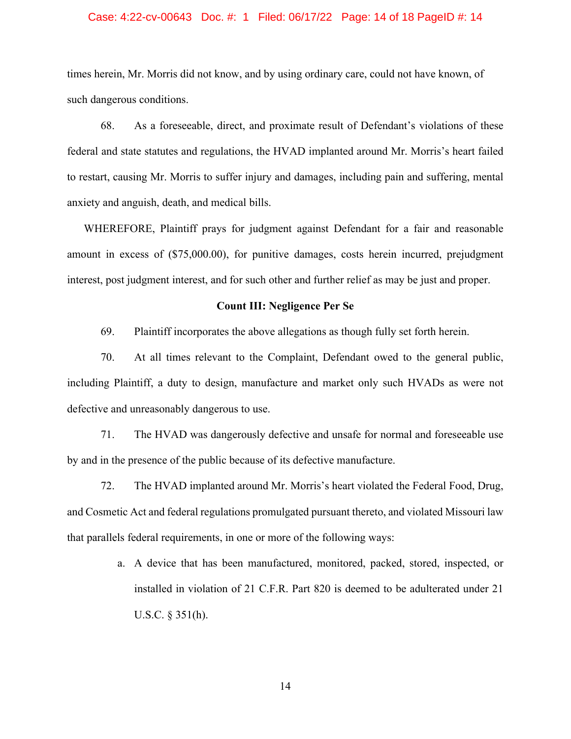times herein, Mr. Morris did not know, and by using ordinary care, could not have known, of such dangerous conditions.

68. As a foreseeable, direct, and proximate result of Defendant's violations of these federal and state statutes and regulations, the HVAD implanted around Mr. Morris's heart failed to restart, causing Mr. Morris to suffer injury and damages, including pain and suffering, mental anxiety and anguish, death, and medical bills.

WHEREFORE, Plaintiff prays for judgment against Defendant for a fair and reasonable amount in excess of ($75,000.00), for punitive damages, costs herein incurred, prejudgment interest, post judgment interest, and for such other and further relief as may be just and proper.

**Count III: Negligence Per Se**

69. Plaintiff incorporates the above allegations as though fully set forth herein.

70. At all times relevant to the Complaint, Defendant owed to the general public, including Plaintiff, a duty to design, manufacture and market only such HVADs as were not defective and unreasonably dangerous to use.

71. The HVAD was dangerously defective and unsafe for normal and foreseeable use by and in the presence of the public because of its defective manufacture.

72. The HVAD implanted around Mr. Morris's heart violated the Federal Food, Drug, and Cosmetic Act and federal regulations promulgated pursuant thereto, and violated Missouri law that parallels federal requirements, in one or more of the following ways:

a. A device that has been manufactured, monitored, packed, stored, inspected, or installed in violation of 21 C.F.R. Part 820 is deemed to be adulterated under 21 U.S.C. § 351(h).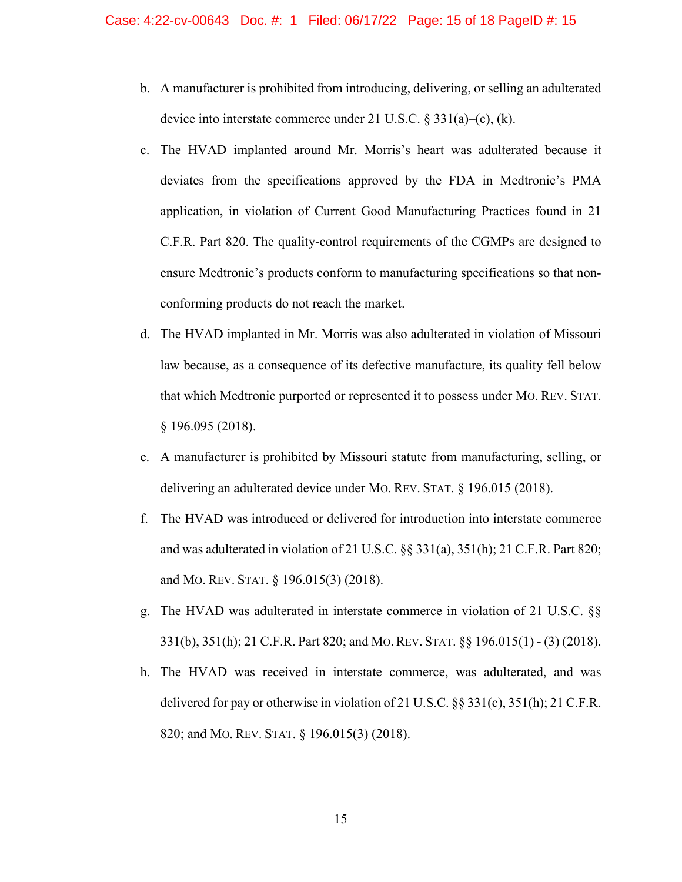b. A manufacturer is prohibited from introducing, delivering, or selling an adulterated device into interstate commerce under 21 U.S.C. § 331(a)–(c), (k).

c. The HVAD implanted around Mr. Morris's heart was adulterated because it deviates from the specifications approved by the FDA in Medtronic's PMA application, in violation of Current Good Manufacturing Practices found in 21 C.F.R. Part 820. The quality-control requirements of the CGMPs are designed to ensure Medtronic's products conform to manufacturing specifications so that non-conforming products do not reach the market.

d. The HVAD implanted in Mr. Morris was also adulterated in violation of Missouri law because, as a consequence of its defective manufacture, its quality fell below that which Medtronic purported or represented it to possess under MO. REV. STAT. § 196.095 (2018).

e. A manufacturer is prohibited by Missouri statute from manufacturing, selling, or delivering an adulterated device under MO. REV. STAT. § 196.015 (2018).

f. The HVAD was introduced or delivered for introduction into interstate commerce and was adulterated in violation of 21 U.S.C. §§ 331(a), 351(h); 21 C.F.R. Part 820; and MO. REV. STAT. § 196.015(3) (2018).

g. The HVAD was adulterated in interstate commerce in violation of 21 U.S.C. §§ 331(b), 351(h); 21 C.F.R. Part 820; and MO. REV. STAT. §§ 196.015(1) - (3) (2018).

h. The HVAD was received in interstate commerce, was adulterated, and was delivered for pay or otherwise in violation of 21 U.S.C. §§ 331(c), 351(h); 21 C.F.R. 820; and MO. REV. STAT. § 196.015(3) (2018).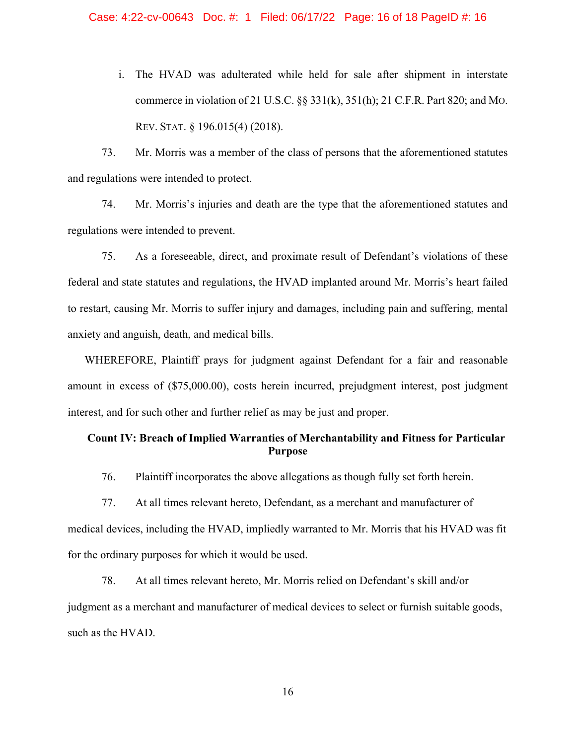i. The HVAD was adulterated while held for sale after shipment in interstate commerce in violation of 21 U.S.C. §§ 331(k), 351(h); 21 C.F.R. Part 820; and MO. REV. STAT. § 196.015(4) (2018).

73. Mr. Morris was a member of the class of persons that the aforementioned statutes and regulations were intended to protect.

74. Mr. Morris's injuries and death are the type that the aforementioned statutes and regulations were intended to prevent.

75. As a foreseeable, direct, and proximate result of Defendant's violations of these federal and state statutes and regulations, the HVAD implanted around Mr. Morris's heart failed to restart, causing Mr. Morris to suffer injury and damages, including pain and suffering, mental anxiety and anguish, death, and medical bills.

WHEREFORE, Plaintiff prays for judgment against Defendant for a fair and reasonable amount in excess of ($75,000.00), costs herein incurred, prejudgment interest, post judgment interest, and for such other and further relief as may be just and proper.

**Count IV: Breach of Implied Warranties of Merchantability and Fitness for Particular Purpose**

76. Plaintiff incorporates the above allegations as though fully set forth herein.

77. At all times relevant hereto, Defendant, as a merchant and manufacturer of medical devices, including the HVAD, impliedly warranted to Mr. Morris that his HVAD was fit for the ordinary purposes for which it would be used.

78. At all times relevant hereto, Mr. Morris relied on Defendant's skill and/or judgment as a merchant and manufacturer of medical devices to select or furnish suitable goods, such as the HVAD.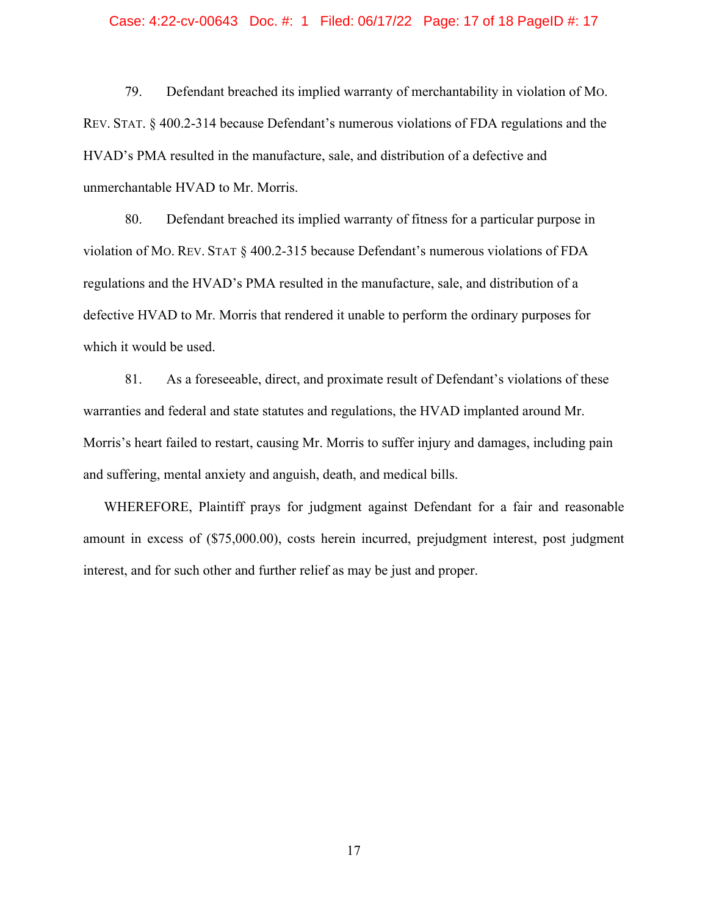79. Defendant breached its implied warranty of merchantability in violation of MO. REV. STAT. § 400.2-314 because Defendant's numerous violations of FDA regulations and the HVAD's PMA resulted in the manufacture, sale, and distribution of a defective and unmerchantable HVAD to Mr. Morris.

80. Defendant breached its implied warranty of fitness for a particular purpose in violation of MO. REV. STAT § 400.2-315 because Defendant's numerous violations of FDA regulations and the HVAD's PMA resulted in the manufacture, sale, and distribution of a defective HVAD to Mr. Morris that rendered it unable to perform the ordinary purposes for which it would be used.

81. As a foreseeable, direct, and proximate result of Defendant's violations of these warranties and federal and state statutes and regulations, the HVAD implanted around Mr. Morris's heart failed to restart, causing Mr. Morris to suffer injury and damages, including pain and suffering, mental anxiety and anguish, death, and medical bills.

WHEREFORE, Plaintiff prays for judgment against Defendant for a fair and reasonable amount in excess of ($75,000.00), costs herein incurred, prejudgment interest, post judgment interest, and for such other and further relief as may be just and proper.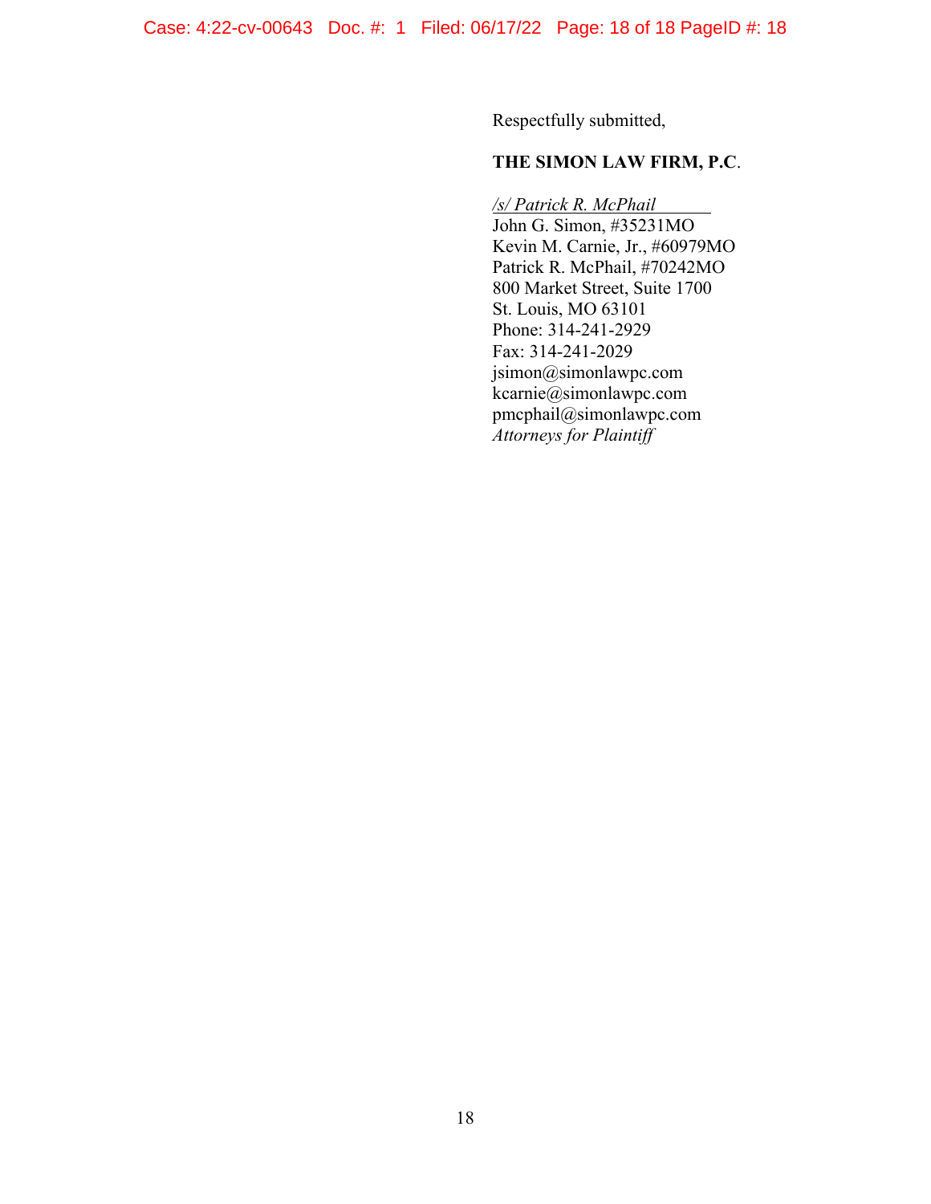Respectfully submitted,

**THE SIMON LAW FIRM, P.C**.

*/s/ Patrick R. McPhail*
John G. Simon, #35231MO
Kevin M. Carnie, Jr., #60979MO
Patrick R. McPhail, #70242MO
800 Market Street, Suite 1700
St. Louis, MO 63101
Phone: 314-241-2929
Fax: 314-241-2029
jsimon@simonlawpc.com
kcarnie@simonlawpc.com
pmcphail@simonlawpc.com
*Attorneys for Plaintiff*